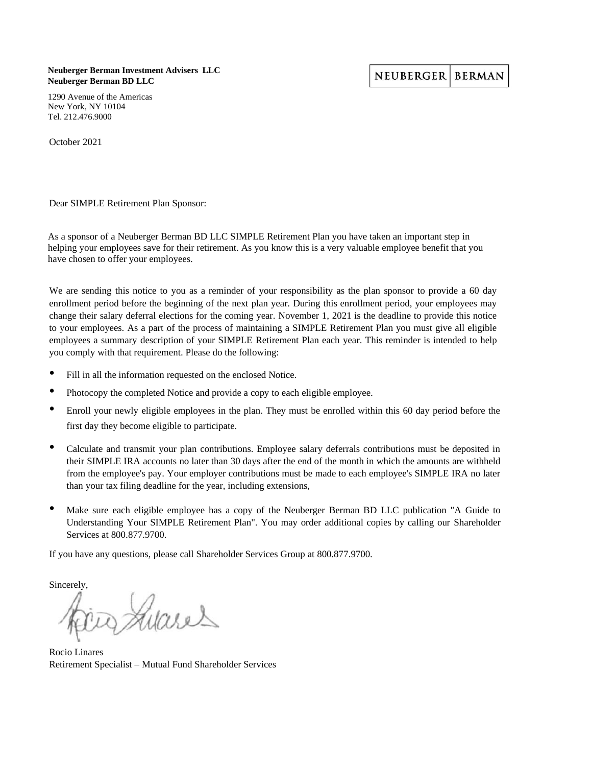**Neuberger Berman Investment Advisers LLC**
**Neuberger Berman BD LLC**

NEUBERGER | BERMAN

1290 Avenue of the Americas
New York, NY 10104
Tel. 212.476.9000

October 2021

Dear SIMPLE Retirement Plan Sponsor:

As a sponsor of a Neuberger Berman BD LLC SIMPLE Retirement Plan you have taken an important step in helping your employees save for their retirement. As you know this is a very valuable employee benefit that you have chosen to offer your employees.

We are sending this notice to you as a reminder of your responsibility as the plan sponsor to provide a 60 day enrollment period before the beginning of the next plan year. During this enrollment period, your employees may change their salary deferral elections for the coming year. November 1, 2021 is the deadline to provide this notice to your employees. As a part of the process of maintaining a SIMPLE Retirement Plan you must give all eligible employees a summary description of your SIMPLE Retirement Plan each year. This reminder is intended to help you comply with that requirement. Please do the following:

- Fill in all the information requested on the enclosed Notice.
- Photocopy the completed Notice and provide a copy to each eligible employee.
- Enroll your newly eligible employees in the plan. They must be enrolled within this 60 day period before the first day they become eligible to participate.
- Calculate and transmit your plan contributions. Employee salary deferrals contributions must be deposited in their SIMPLE IRA accounts no later than 30 days after the end of the month in which the amounts are withheld from the employee's pay. Your employer contributions must be made to each employee's SIMPLE IRA no later than your tax filing deadline for the year, including extensions,
- Make sure each eligible employee has a copy of the Neuberger Berman BD LLC publication "A Guide to Understanding Your SIMPLE Retirement Plan". You may order additional copies by calling our Shareholder Services at 800.877.9700.

If you have any questions, please call Shareholder Services Group at 800.877.9700.

Sincerely,

Rocio Linares
Retirement Specialist – Mutual Fund Shareholder Services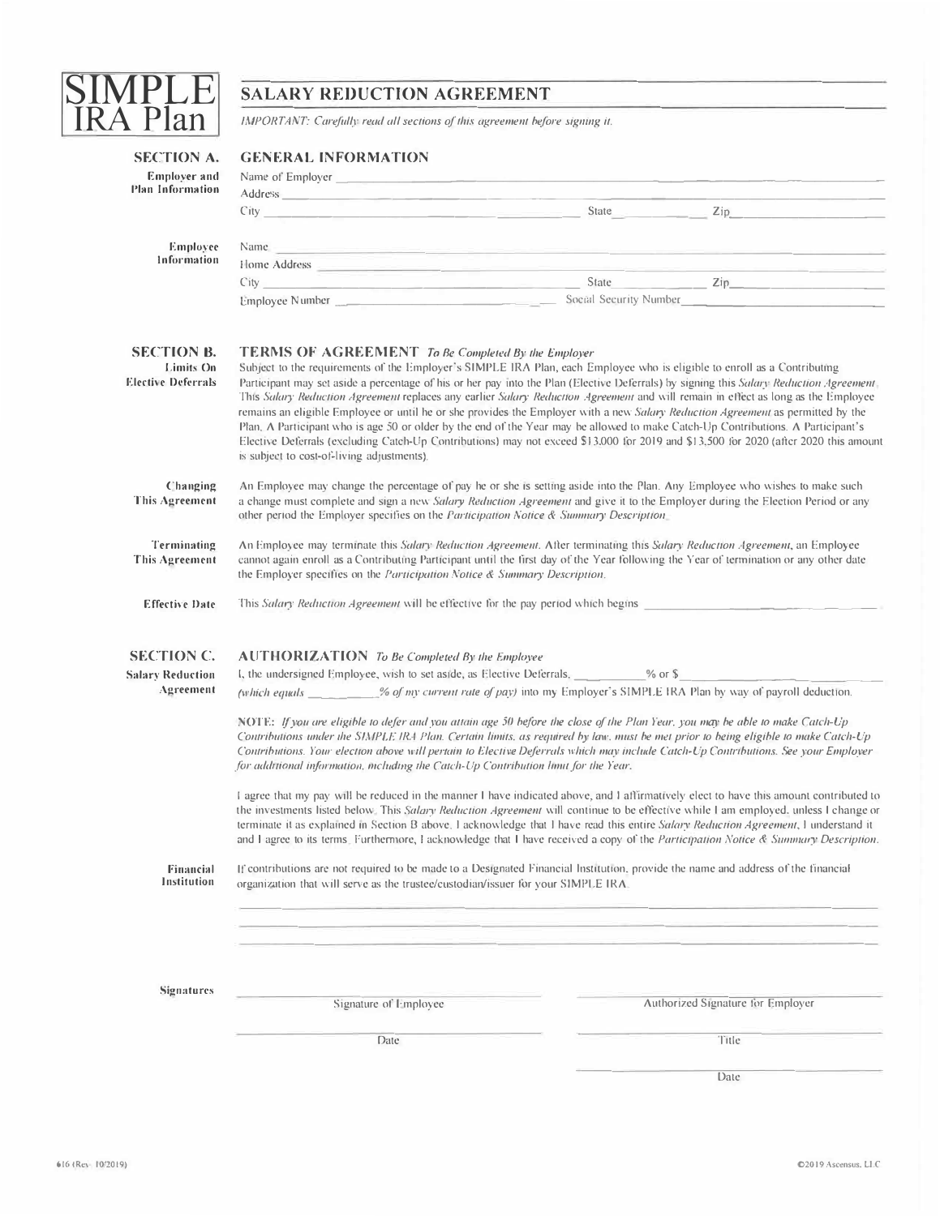# SIMPLE IRA Plan

## SALARY REDUCTION AGREEMENT

*IMPORTANT: Carefully read all sections of this agreement before signing it.*

### SECTION A. GENERAL INFORMATION

**Employer and Plan Information**

Name of Employer ______________________________

Address ______________________________

City ______________________________ State __________ Zip __________

**Employee Information**

Name ______________________________

Home Address ______________________________

City ______________________________ State __________ Zip __________

Employee Number ______________________________ Social Security Number ______________________________

### SECTION B. TERMS OF AGREEMENT *To Be Completed By the Employer*

**Limits On Elective Deferrals**

Subject to the requirements of the Employer's SIMPLE IRA Plan, each Employee who is eligible to enroll as a Contributing Participant may set aside a percentage of his or her pay into the Plan (Elective Deferrals) by signing this *Salary Reduction Agreement*. This *Salary Reduction Agreement* replaces any earlier *Salary Reduction Agreement* and will remain in effect as long as the Employee remains an eligible Employee or until he or she provides the Employer with a new *Salary Reduction Agreement* as permitted by the Plan. A Participant who is age 50 or older by the end of the Year may be allowed to make Catch-Up Contributions. A Participant's Elective Deferrals (excluding Catch-Up Contributions) may not exceed $13,000 for 2019 and $13,500 for 2020 (after 2020 this amount is subject to cost-of-living adjustments).

**Changing This Agreement**

An Employee may change the percentage of pay he or she is setting aside into the Plan. Any Employee who wishes to make such a change must complete and sign a new *Salary Reduction Agreement* and give it to the Employer during the Election Period or any other period the Employer specifies on the *Participation Notice & Summary Description*.

**Terminating This Agreement**

An Employee may terminate this *Salary Reduction Agreement*. After terminating this *Salary Reduction Agreement*, an Employee cannot again enroll as a Contributing Participant until the first day of the Year following the Year of termination or any other date the Employer specifies on the *Participation Notice & Summary Description*.

**Effective Date**

This *Salary Reduction Agreement* will be effective for the pay period which begins ______________________________

### SECTION C. AUTHORIZATION *To Be Completed By the Employee*

**Salary Reduction Agreement**

I, the undersigned Employee, wish to set aside, as Elective Deferrals, __________% or $__________ *(which equals __________% of my current rate of pay)* into my Employer's SIMPLE IRA Plan by way of payroll deduction.

NOTE: *If you are eligible to defer and you attain age 50 before the close of the Plan Year, you may be able to make Catch-Up Contributions under the SIMPLE IRA Plan. Certain limits, as required by law, must be met prior to being eligible to make Catch-Up Contributions. Your election above will pertain to Elective Deferrals which may include Catch-Up Contributions. See your Employer for additional information, including the Catch-Up Contribution limit for the Year.*

I agree that my pay will be reduced in the manner I have indicated above, and I affirmatively elect to have this amount contributed to the investments listed below. This *Salary Reduction Agreement* will continue to be effective while I am employed, unless I change or terminate it as explained in Section B above. I acknowledge that I have read this entire *Salary Reduction Agreement*, I understand it and I agree to its terms. Furthermore, I acknowledge that I have received a copy of the *Participation Notice & Summary Description*.

**Financial Institution**

If contributions are not required to be made to a Designated Financial Institution, provide the name and address of the financial organization that will serve as the trustee/custodian/issuer for your SIMPLE IRA.

______________________________

______________________________

______________________________

**Signatures**

______________________________ Signature of Employee

______________________________ Date

______________________________ Authorized Signature for Employer

______________________________ Title

______________________________ Date

616 (Rev. 10/2019) ©2019 Ascensus, LLC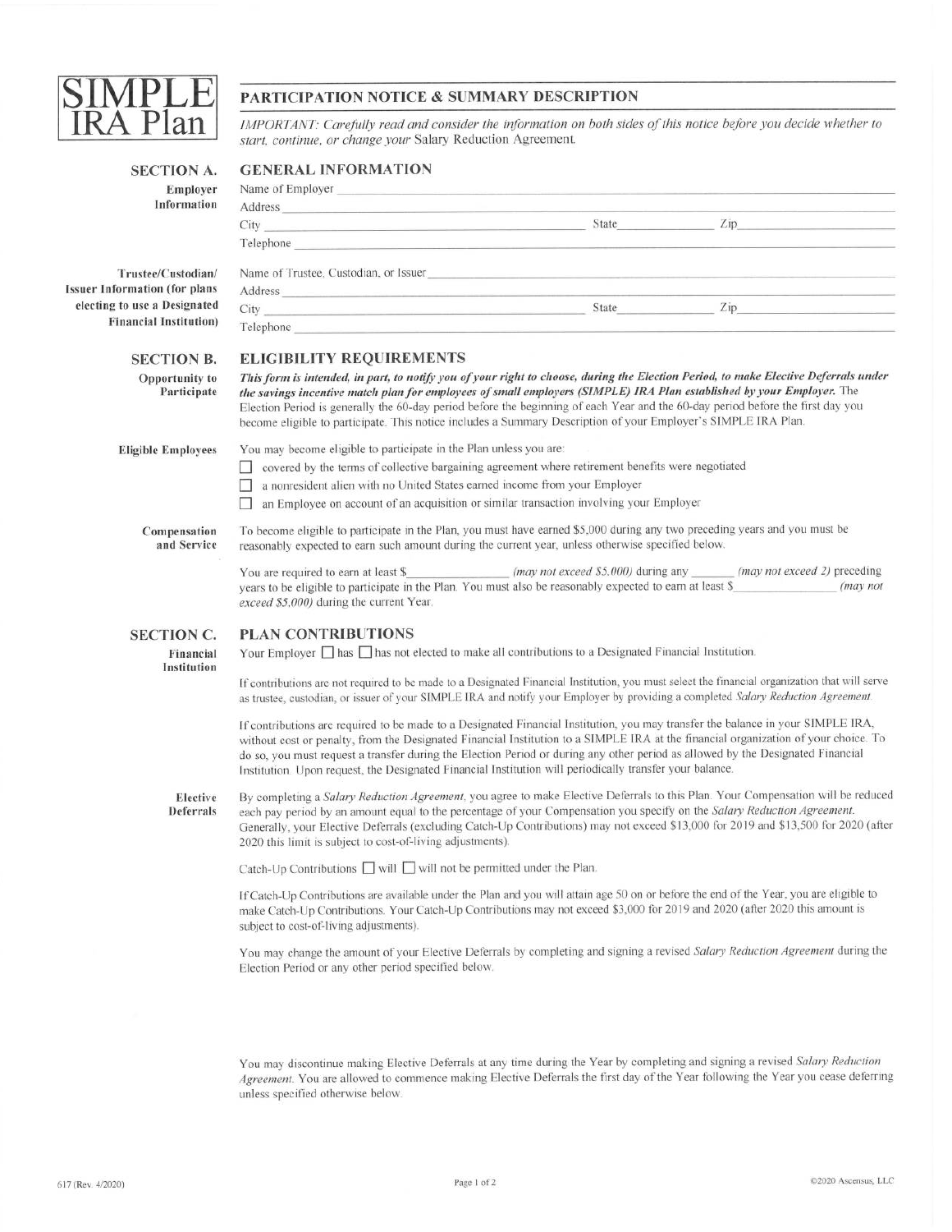# SIMPLE IRA Plan

## PARTICIPATION NOTICE & SUMMARY DESCRIPTION

*IMPORTANT: Carefully read and consider the information on both sides of this notice before you decide whether to start, continue, or change your* Salary Reduction Agreement.

## SECTION A. GENERAL INFORMATION

**Employer Information**

Name of Employer ______________________________

Address ______________________________

City ______________________________ State ____________ Zip ____________

Telephone ______________________________

**Trustee/Custodian/Issuer Information (for plans electing to use a Designated Financial Institution)**

Name of Trustee, Custodian, or Issuer ______________________________

Address ______________________________

City ______________________________ State ____________ Zip ____________

Telephone ______________________________

## SECTION B. ELIGIBILITY REQUIREMENTS

**Opportunity to Participate**

***This form is intended, in part, to notify you of your right to choose, during the Election Period, to make Elective Deferrals under the savings incentive match plan for employees of small employers (SIMPLE) IRA Plan established by your Employer.*** The Election Period is generally the 60-day period before the beginning of each Year and the 60-day period before the first day you become eligible to participate. This notice includes a Summary Description of your Employer's SIMPLE IRA Plan.

**Eligible Employees**

You may become eligible to participate in the Plan unless you are:

- ☐ covered by the terms of collective bargaining agreement where retirement benefits were negotiated
- ☐ a nonresident alien with no United States earned income from your Employer
- ☐ an Employee on account of an acquisition or similar transaction involving your Employer

**Compensation and Service**

To become eligible to participate in the Plan, you must have earned $5,000 during any two preceding years and you must be reasonably expected to earn such amount during the current year, unless otherwise specified below.

You are required to earn at least $____________ *(may not exceed $5,000)* during any ________ *(may not exceed 2)* preceding years to be eligible to participate in the Plan. You must also be reasonably expected to earn at least $____________ *(may not exceed $5,000)* during the current Year.

## SECTION C. PLAN CONTRIBUTIONS

**Financial Institution**

Your Employer ☐ has ☐ has not elected to make all contributions to a Designated Financial Institution.

If contributions are not required to be made to a Designated Financial Institution, you must select the financial organization that will serve as trustee, custodian, or issuer of your SIMPLE IRA and notify your Employer by providing a completed *Salary Reduction Agreement*.

If contributions are required to be made to a Designated Financial Institution, you may transfer the balance in your SIMPLE IRA, without cost or penalty, from the Designated Financial Institution to a SIMPLE IRA at the financial organization of your choice. To do so, you must request a transfer during the Election Period or during any other period as allowed by the Designated Financial Institution. Upon request, the Designated Financial Institution will periodically transfer your balance.

**Elective Deferrals**

By completing a *Salary Reduction Agreement*, you agree to make Elective Deferrals to this Plan. Your Compensation will be reduced each pay period by an amount equal to the percentage of your Compensation you specify on the *Salary Reduction Agreement*. Generally, your Elective Deferrals (excluding Catch-Up Contributions) may not exceed $13,000 for 2019 and $13,500 for 2020 (after 2020 this limit is subject to cost-of-living adjustments).

Catch-Up Contributions ☐ will ☐ will not be permitted under the Plan.

If Catch-Up Contributions are available under the Plan and you will attain age 50 on or before the end of the Year, you are eligible to make Catch-Up Contributions. Your Catch-Up Contributions may not exceed $3,000 for 2019 and 2020 (after 2020 this amount is subject to cost-of-living adjustments).

You may change the amount of your Elective Deferrals by completing and signing a revised *Salary Reduction Agreement* during the Election Period or any other period specified below.

You may discontinue making Elective Deferrals at any time during the Year by completing and signing a revised *Salary Reduction Agreement*. You are allowed to commence making Elective Deferrals the first day of the Year following the Year you cease deferring unless specified otherwise below.

617 (Rev. 4/2020) ©2020 Ascensus, LLC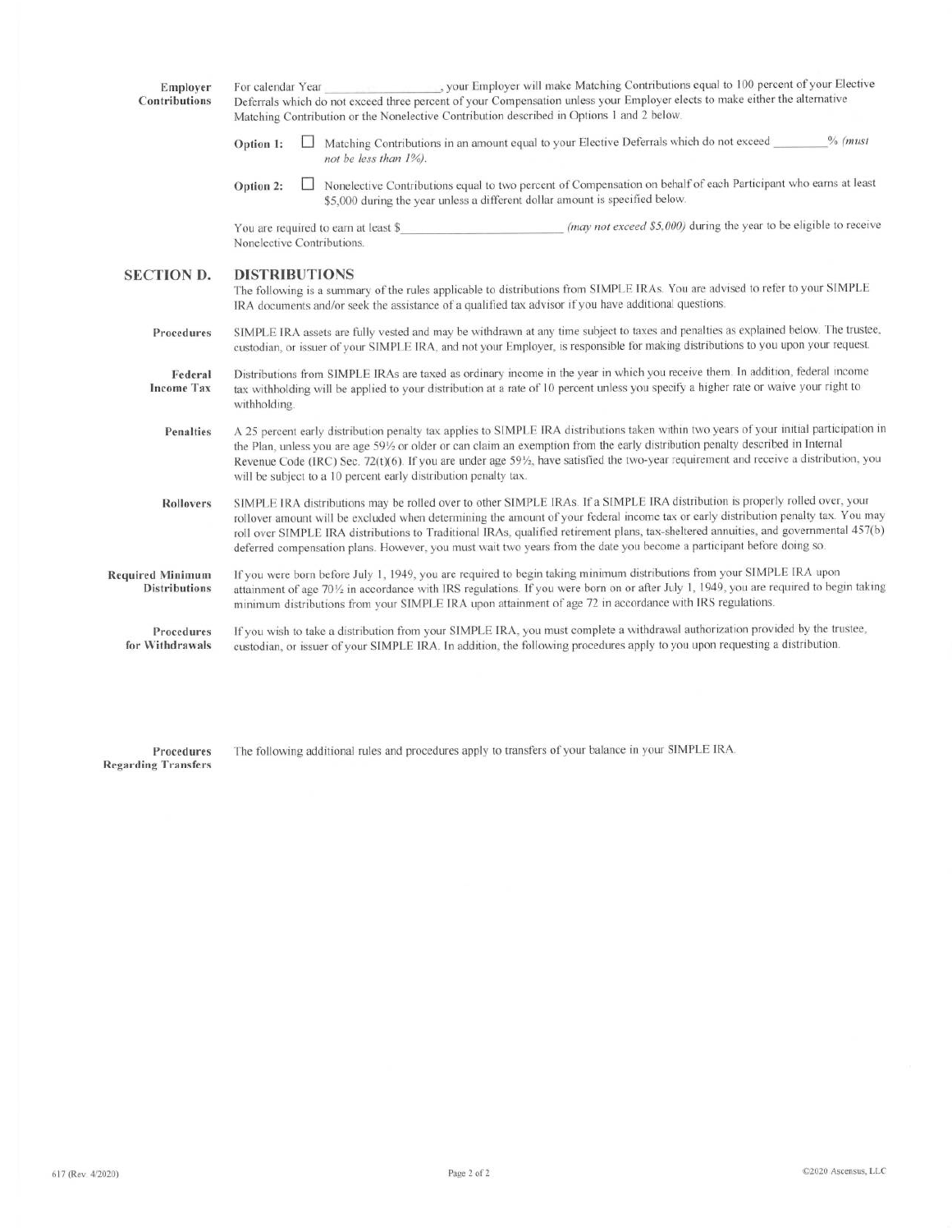**Employer Contributions**

For calendar Year ____________, your Employer will make Matching Contributions equal to 100 percent of your Elective Deferrals which do not exceed three percent of your Compensation unless your Employer elects to make either the alternative Matching Contribution or the Nonelective Contribution described in Options 1 and 2 below.

**Option 1:** ☐ Matching Contributions in an amount equal to your Elective Deferrals which do not exceed ________% *(must not be less than 1%)*.

**Option 2:** ☐ Nonelective Contributions equal to two percent of Compensation on behalf of each Participant who earns at least $5,000 during the year unless a different dollar amount is specified below.

You are required to earn at least $________________ *(may not exceed $5,000)* during the year to be eligible to receive Nonelective Contributions.

## SECTION D. DISTRIBUTIONS

The following is a summary of the rules applicable to distributions from SIMPLE IRAs. You are advised to refer to your SIMPLE IRA documents and/or seek the assistance of a qualified tax advisor if you have additional questions.

**Procedures**

SIMPLE IRA assets are fully vested and may be withdrawn at any time subject to taxes and penalties as explained below. The trustee, custodian, or issuer of your SIMPLE IRA, and not your Employer, is responsible for making distributions to you upon your request.

**Federal Income Tax**

Distributions from SIMPLE IRAs are taxed as ordinary income in the year in which you receive them. In addition, federal income tax withholding will be applied to your distribution at a rate of 10 percent unless you specify a higher rate or waive your right to withholding.

**Penalties**

A 25 percent early distribution penalty tax applies to SIMPLE IRA distributions taken within two years of your initial participation in the Plan, unless you are age 59½ or older or can claim an exemption from the early distribution penalty described in Internal Revenue Code (IRC) Sec. 72(t)(6). If you are under age 59½, have satisfied the two-year requirement and receive a distribution, you will be subject to a 10 percent early distribution penalty tax.

**Rollovers**

SIMPLE IRA distributions may be rolled over to other SIMPLE IRAs. If a SIMPLE IRA distribution is properly rolled over, your rollover amount will be excluded when determining the amount of your federal income tax or early distribution penalty tax. You may roll over SIMPLE IRA distributions to Traditional IRAs, qualified retirement plans, tax-sheltered annuities, and governmental 457(b) deferred compensation plans. However, you must wait two years from the date you become a participant before doing so.

**Required Minimum Distributions**

If you were born before July 1, 1949, you are required to begin taking minimum distributions from your SIMPLE IRA upon attainment of age 70½ in accordance with IRS regulations. If you were born on or after July 1, 1949, you are required to begin taking minimum distributions from your SIMPLE IRA upon attainment of age 72 in accordance with IRS regulations.

**Procedures for Withdrawals**

If you wish to take a distribution from your SIMPLE IRA, you must complete a withdrawal authorization provided by the trustee, custodian, or issuer of your SIMPLE IRA. In addition, the following procedures apply to you upon requesting a distribution.

**Procedures Regarding Transfers**

The following additional rules and procedures apply to transfers of your balance in your SIMPLE IRA.

617 (Rev. 4/2020)

©2020 Ascensus, LLC